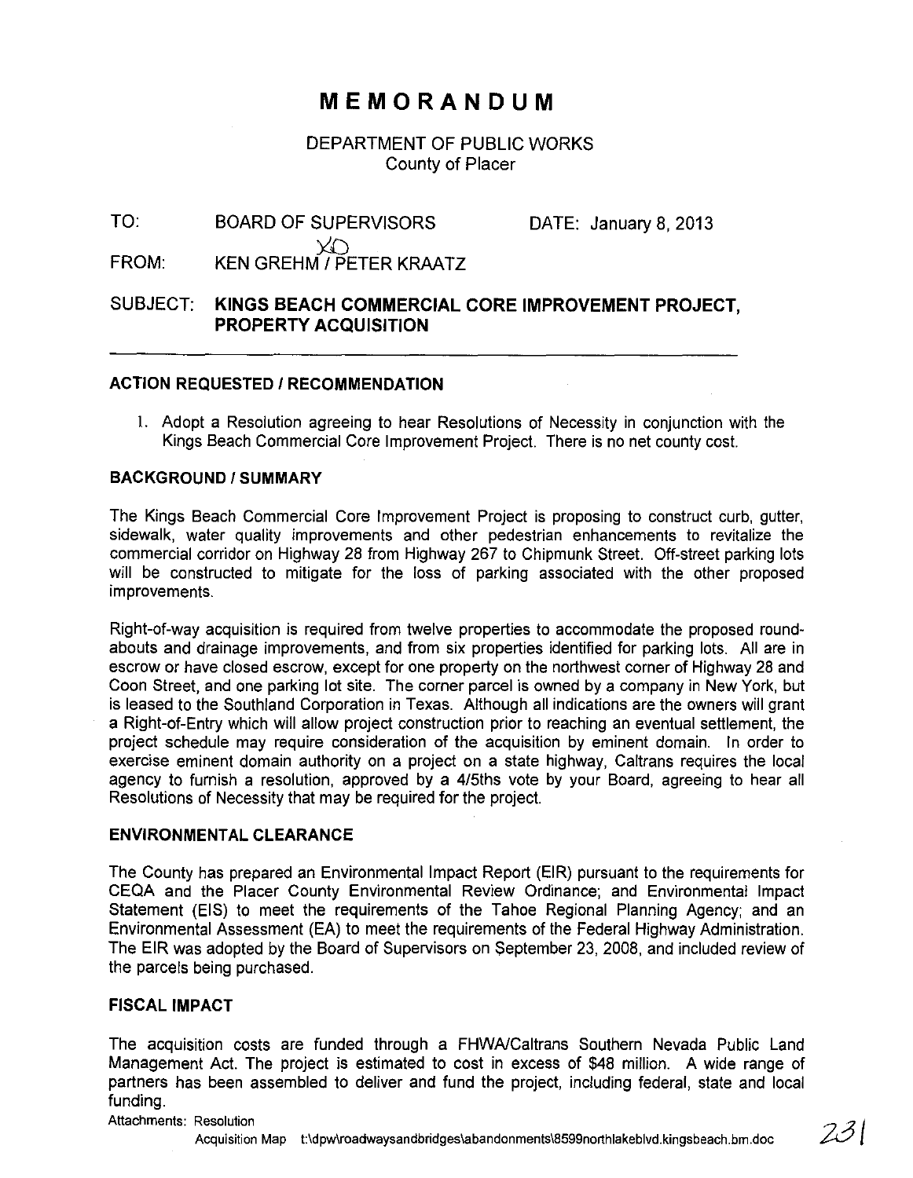# MEMORANDUM

DEPARTMENT OF PUBLIC WORKS
County of Placer

TO: BOARD OF SUPERVISORS DATE: January 8, 2013

FROM: KEN GREHM / PETER KRAATZ

SUBJECT: **KINGS BEACH COMMERCIAL CORE IMPROVEMENT PROJECT, PROPERTY ACQUISITION**

---

## ACTION REQUESTED / RECOMMENDATION

1. Adopt a Resolution agreeing to hear Resolutions of Necessity in conjunction with the Kings Beach Commercial Core Improvement Project. There is no net county cost.

## BACKGROUND / SUMMARY

The Kings Beach Commercial Core Improvement Project is proposing to construct curb, gutter, sidewalk, water quality improvements and other pedestrian enhancements to revitalize the commercial corridor on Highway 28 from Highway 267 to Chipmunk Street. Off-street parking lots will be constructed to mitigate for the loss of parking associated with the other proposed improvements.

Right-of-way acquisition is required from twelve properties to accommodate the proposed round-abouts and drainage improvements, and from six properties identified for parking lots. All are in escrow or have closed escrow, except for one property on the northwest corner of Highway 28 and Coon Street, and one parking lot site. The corner parcel is owned by a company in New York, but is leased to the Southland Corporation in Texas. Although all indications are the owners will grant a Right-of-Entry which will allow project construction prior to reaching an eventual settlement, the project schedule may require consideration of the acquisition by eminent domain. In order to exercise eminent domain authority on a project on a state highway, Caltrans requires the local agency to furnish a resolution, approved by a 4/5ths vote by your Board, agreeing to hear all Resolutions of Necessity that may be required for the project.

## ENVIRONMENTAL CLEARANCE

The County has prepared an Environmental Impact Report (EIR) pursuant to the requirements for CEQA and the Placer County Environmental Review Ordinance; and Environmental Impact Statement (EIS) to meet the requirements of the Tahoe Regional Planning Agency; and an Environmental Assessment (EA) to meet the requirements of the Federal Highway Administration. The EIR was adopted by the Board of Supervisors on September 23, 2008, and included review of the parcels being purchased.

## FISCAL IMPACT

The acquisition costs are funded through a FHWA/Caltrans Southern Nevada Public Land Management Act. The project is estimated to cost in excess of $48 million. A wide range of partners has been assembled to deliver and fund the project, including federal, state and local funding.

Attachments: Resolution
Acquisition Map t:\dpw\roadwaysandbridges\abandonments\8599northlakeblvd.kingsbeach.bm.doc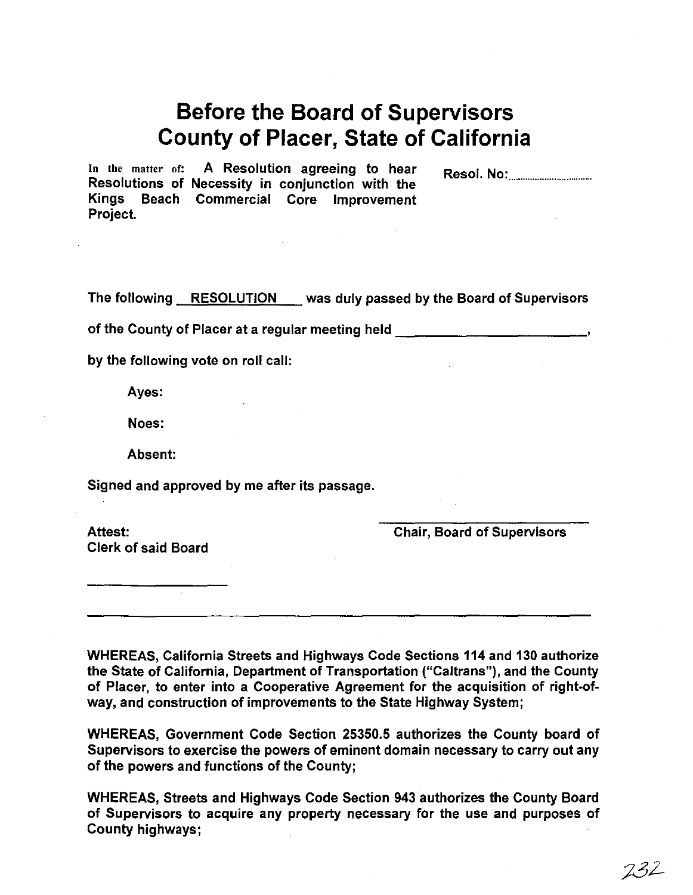# Before the Board of Supervisors
# County of Placer, State of California

In the matter of: **A Resolution agreeing to hear Resolutions of Necessity in conjunction with the Kings Beach Commercial Core Improvement Project.**

**Resol. No:**..............................

**The following RESOLUTION was duly passed by the Board of Supervisors of the County of Placer at a regular meeting held ____________________,**

**by the following vote on roll call:**

**Ayes:**

**Noes:**

**Absent:**

**Signed and approved by me after its passage.**

**Attest:**
**Clerk of said Board**

________________

**Chair, Board of Supervisors**

---

**WHEREAS, California Streets and Highways Code Sections 114 and 130 authorize the State of California, Department of Transportation ("Caltrans"), and the County of Placer, to enter into a Cooperative Agreement for the acquisition of right-of-way, and construction of improvements to the State Highway System;**

**WHEREAS, Government Code Section 25350.5 authorizes the County board of Supervisors to exercise the powers of eminent domain necessary to carry out any of the powers and functions of the County;**

**WHEREAS, Streets and Highways Code Section 943 authorizes the County Board of Supervisors to acquire any property necessary for the use and purposes of County highways;**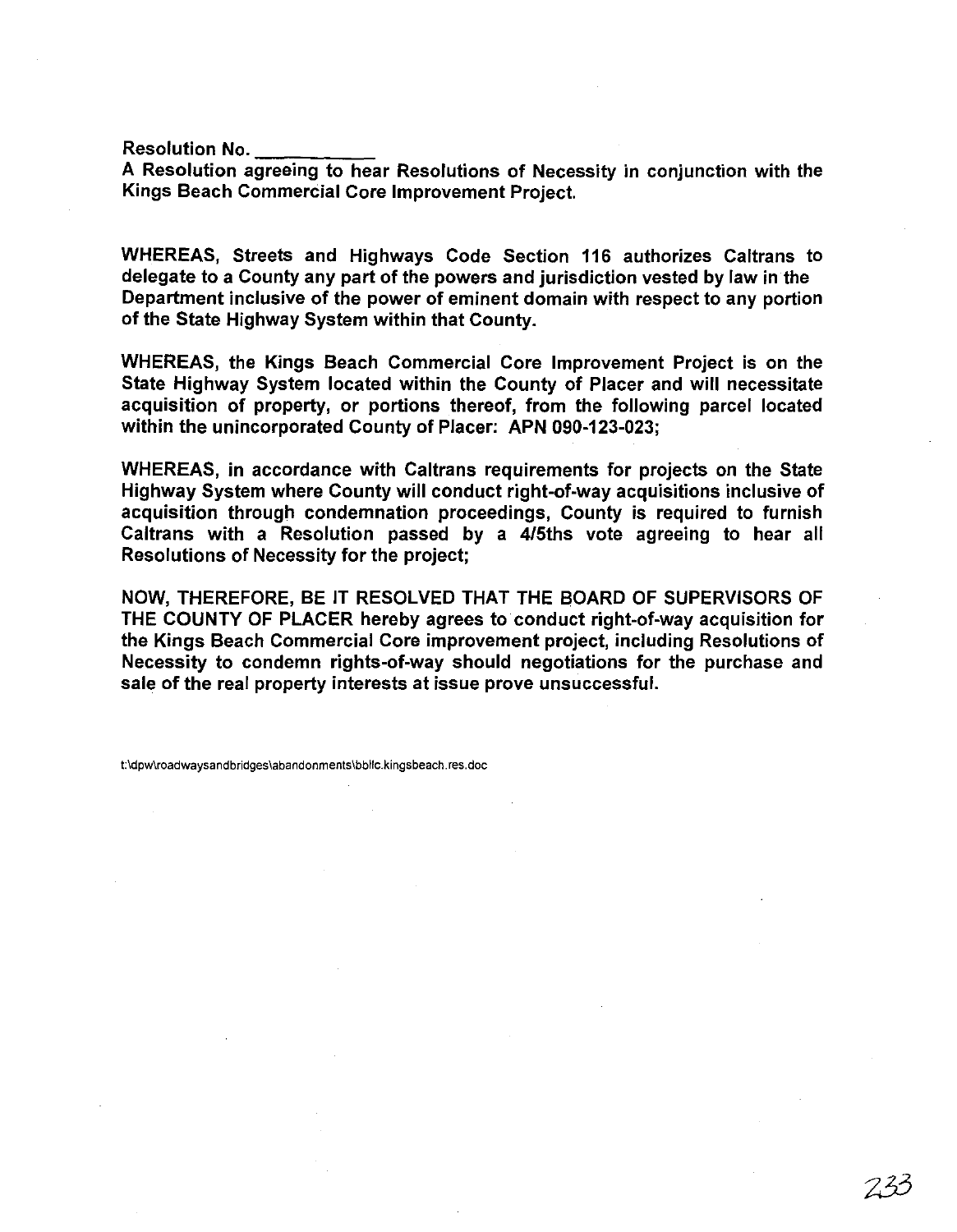Resolution No. ___________

A Resolution agreeing to hear Resolutions of Necessity in conjunction with the Kings Beach Commercial Core Improvement Project.

WHEREAS, Streets and Highways Code Section 116 authorizes Caltrans to delegate to a County any part of the powers and jurisdiction vested by law in the Department inclusive of the power of eminent domain with respect to any portion of the State Highway System within that County.

WHEREAS, the Kings Beach Commercial Core Improvement Project is on the State Highway System located within the County of Placer and will necessitate acquisition of property, or portions thereof, from the following parcel located within the unincorporated County of Placer: APN 090-123-023;

WHEREAS, in accordance with Caltrans requirements for projects on the State Highway System where County will conduct right-of-way acquisitions inclusive of acquisition through condemnation proceedings, County is required to furnish Caltrans with a Resolution passed by a 4/5ths vote agreeing to hear all Resolutions of Necessity for the project;

NOW, THEREFORE, BE IT RESOLVED THAT THE BOARD OF SUPERVISORS OF THE COUNTY OF PLACER hereby agrees to conduct right-of-way acquisition for the Kings Beach Commercial Core improvement project, including Resolutions of Necessity to condemn rights-of-way should negotiations for the purchase and sale of the real property interests at issue prove unsuccessful.

t:\dpw\roadwaysandbridges\abandonments\bbllc.kingsbeach.res.doc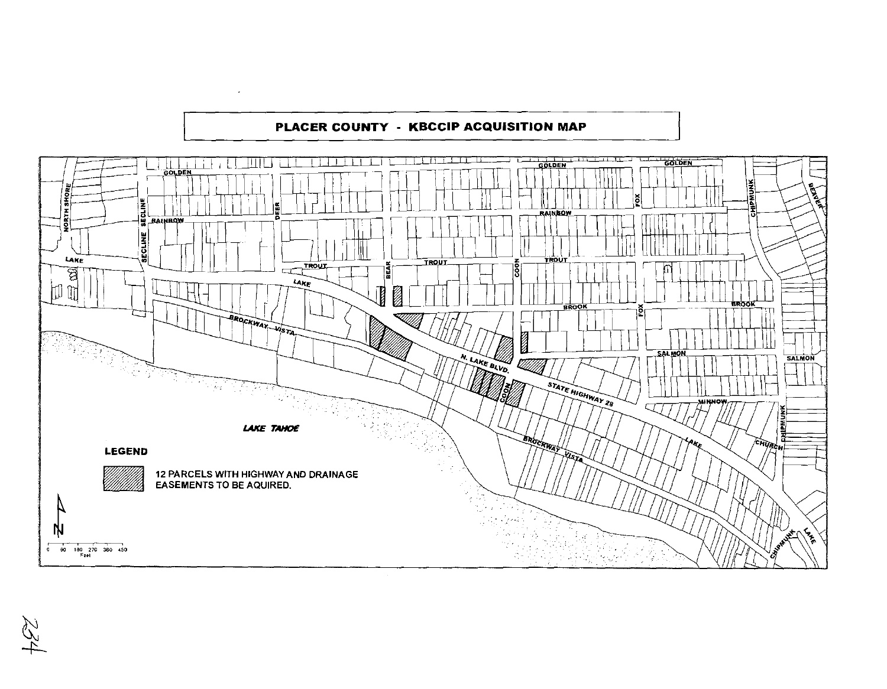# PLACER COUNTY - KBCCIP ACQUISITION MAP

GOLDEN
NORTH SHORE
SECLINE
RAINBOW
DEER
LAKE
TROUT
BEAR
COON
FOX
CHIPMUNK
BEAVER
BROOK
BROCKWAY VISTA
N. LAKE BLVD.
STATE HIGHWAY 28
SALMON
MINNOW
CHURCH
LAKE TAHOE

**LEGEND**

12 PARCELS WITH HIGHWAY AND DRAINAGE EASEMENTS TO BE AQUIRED.

N

0 90 180 270 360 450
Feet